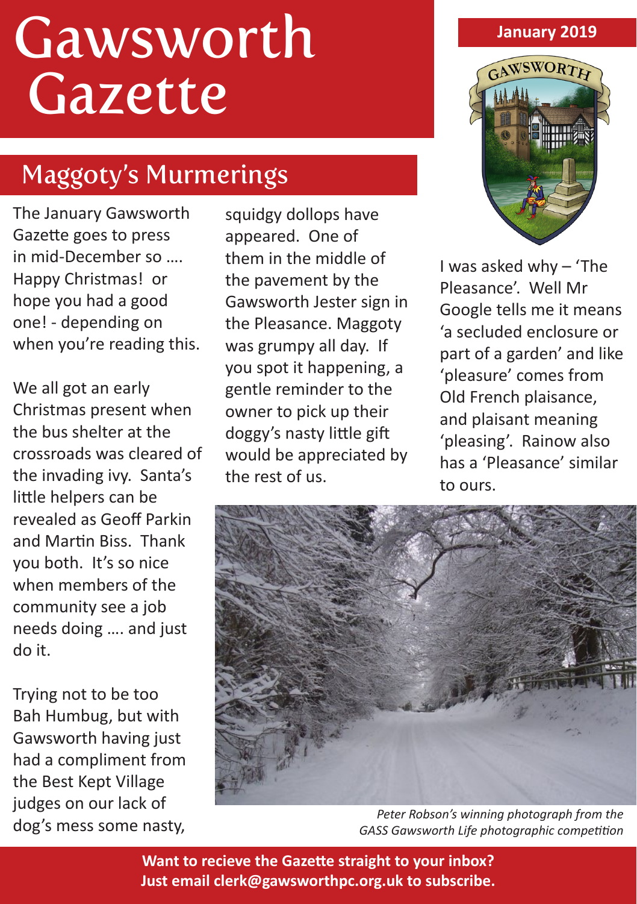# Gawsworth Gazette

January 2019

## Maggoty's Murmerings

The January Gawsworth Gazette goes to press in mid-December so …. Happy Christmas! or hope you had a good one! - depending on when you're reading this.

We all got an early Christmas present when the bus shelter at the crossroads was cleared of the invading ivy. Santa's little helpers can be revealed as Geoff Parkin and Martin Biss. Thank you both. It's so nice when members of the community see a job needs doing …. and just do it.

Trying not to be too Bah Humbug, but with Gawsworth having just had a compliment from the Best Kept Village judges on our lack of dog's mess some nasty, squidgy dollops have appeared. One of them in the middle of the pavement by the Gawsworth Jester sign in the Pleasance. Maggoty was grumpy all day. If you spot it happening, a gentle reminder to the owner to pick up their doggy's nasty little gift would be appreciated by the rest of us.

I was asked why – 'The Pleasance'. Well Mr Google tells me it means 'a secluded enclosure or part of a garden' and like 'pleasure' comes from Old French plaisance, and plaisant meaning 'pleasing'. Rainow also has a 'Pleasance' similar to ours.

*Peter Robson's winning photograph from the GASS Gawsworth Life photographic competition*

**Want to recieve the Gazette straight to your inbox? Just email clerk@gawsworthpc.org.uk to subscribe.**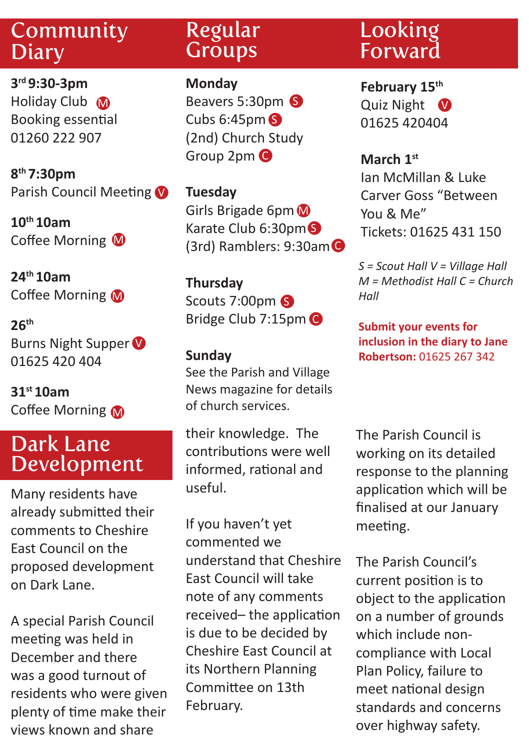## Community Diary

**3rd 9:30-3pm**
Holiday Club M
Booking essential
01260 222 907

**8th 7:30pm**
Parish Council Meeting V

**10th 10am**
Coffee Morning M

**24th 10am**
Coffee Morning M

**26th**
Burns Night Supper V
01625 420 404

**31st 10am**
Coffee Morning M

## Regular Groups

**Monday**
Beavers 5:30pm S
Cubs 6:45pm S
(2nd) Church Study Group 2pm C

**Tuesday**
Girls Brigade 6pm M
Karate Club 6:30pm S
(3rd) Ramblers: 9:30am C

**Thursday**
Scouts 7:00pm S
Bridge Club 7:15pm C

**Sunday**
See the Parish and Village News magazine for details of church services.

## Looking Forward

**February 15th**
Quiz Night V
01625 420404

**March 1st**
Ian McMillan & Luke Carver Goss "Between You & Me"
Tickets: 01625 431 150

*S = Scout Hall V = Village Hall M = Methodist Hall C = Church Hall*

**Submit your events for inclusion in the diary to Jane Robertson:** 01625 267 342

## Dark Lane Development

Many residents have already submitted their comments to Cheshire East Council on the proposed development on Dark Lane.

A special Parish Council meeting was held in December and there was a good turnout of residents who were given plenty of time make their views known and share their knowledge. The contributions were well informed, rational and useful.

If you haven't yet commented we understand that Cheshire East Council will take note of any comments received– the application is due to be decided by Cheshire East Council at its Northern Planning Committee on 13th February.

The Parish Council is working on its detailed response to the planning application which will be finalised at our January meeting.

The Parish Council's current position is to object to the application on a number of grounds which include non-compliance with Local Plan Policy, failure to meet national design standards and concerns over highway safety.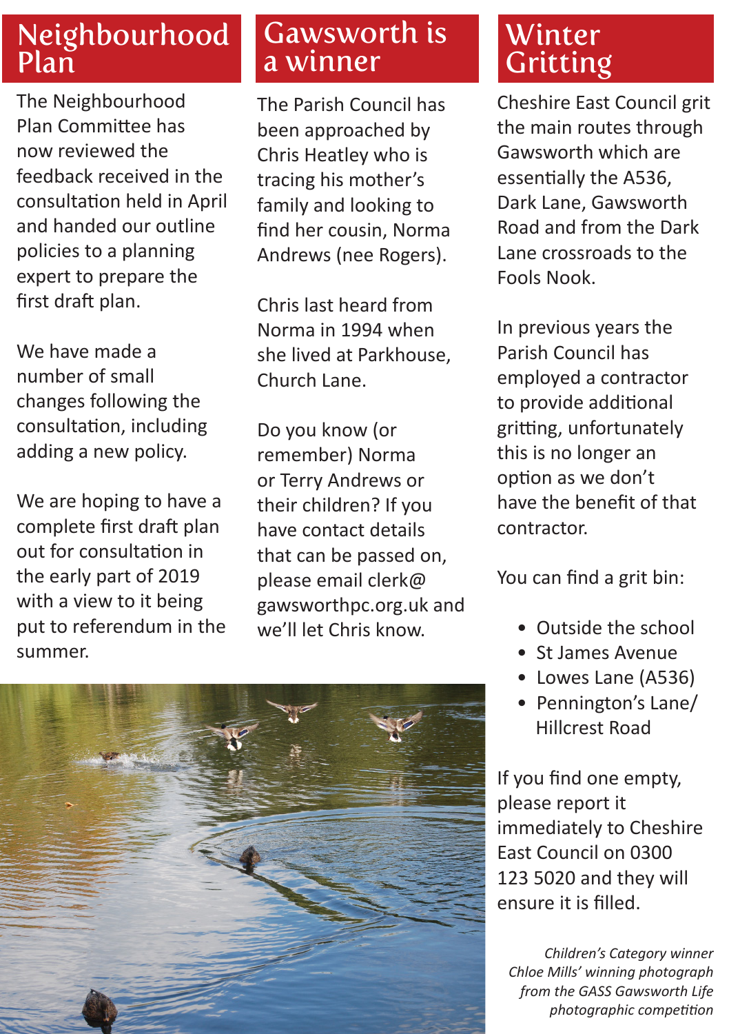## Neighbourhood Plan

The Neighbourhood Plan Committee has now reviewed the feedback received in the consultation held in April and handed our outline policies to a planning expert to prepare the first draft plan.

We have made a number of small changes following the consultation, including adding a new policy.

We are hoping to have a complete first draft plan out for consultation in the early part of 2019 with a view to it being put to referendum in the summer.

## Gawsworth is a winner

The Parish Council has been approached by Chris Heatley who is tracing his mother's family and looking to find her cousin, Norma Andrews (nee Rogers).

Chris last heard from Norma in 1994 when she lived at Parkhouse, Church Lane.

Do you know (or remember) Norma or Terry Andrews or their children? If you have contact details that can be passed on, please email clerk@gawsworthpc.org.uk and we'll let Chris know.

## Winter Gritting

Cheshire East Council grit the main routes through Gawsworth which are essentially the A536, Dark Lane, Gawsworth Road and from the Dark Lane crossroads to the Fools Nook.

In previous years the Parish Council has employed a contractor to provide additional gritting, unfortunately this is no longer an option as we don't have the benefit of that contractor.

You can find a grit bin:

- Outside the school
- St James Avenue
- Lowes Lane (A536)
- Pennington's Lane/ Hillcrest Road

If you find one empty, please report it immediately to Cheshire East Council on 0300 123 5020 and they will ensure it is filled.

*Children's Category winner Chloe Mills' winning photograph from the GASS Gawsworth Life photographic competition*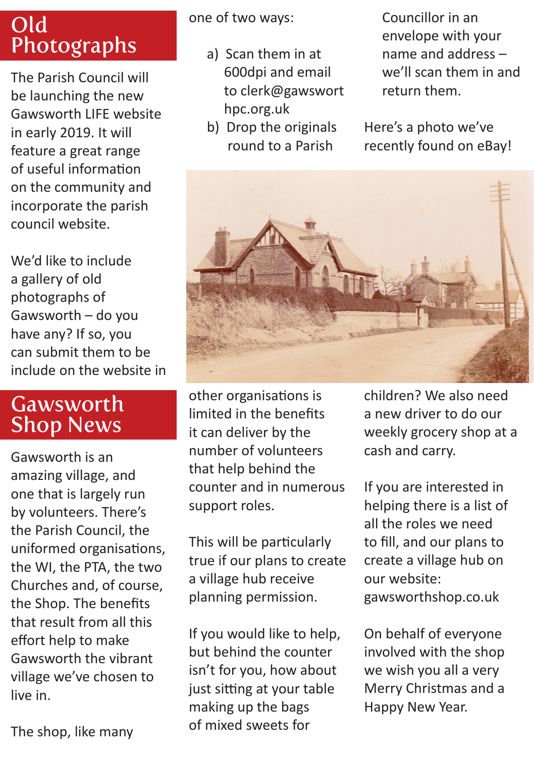# Old Photographs

The Parish Council will be launching the new Gawsworth LIFE website in early 2019. It will feature a great range of useful information on the community and incorporate the parish council website.

We'd like to include a gallery of old photographs of Gawsworth – do you have any? If so, you can submit them to be include on the website in one of two ways:

a) Scan them in at 600dpi and email to clerk@gawsworthpc.org.uk
b) Drop the originals round to a Parish Councillor in an envelope with your name and address – we'll scan them in and return them.

Here's a photo we've recently found on eBay!

# Gawsworth Shop News

Gawsworth is an amazing village, and one that is largely run by volunteers. There's the Parish Council, the uniformed organisations, the WI, the PTA, the two Churches and, of course, the Shop. The benefits that result from all this effort help to make Gawsworth the vibrant village we've chosen to live in.

The shop, like many other organisations is limited in the benefits it can deliver by the number of volunteers that help behind the counter and in numerous support roles.

This will be particularly true if our plans to create a village hub receive planning permission.

If you would like to help, but behind the counter isn't for you, how about just sitting at your table making up the bags of mixed sweets for children? We also need a new driver to do our weekly grocery shop at a cash and carry.

If you are interested in helping there is a list of all the roles we need to fill, and our plans to create a village hub on our website: gawsworthshop.co.uk

On behalf of everyone involved with the shop we wish you all a very Merry Christmas and a Happy New Year.